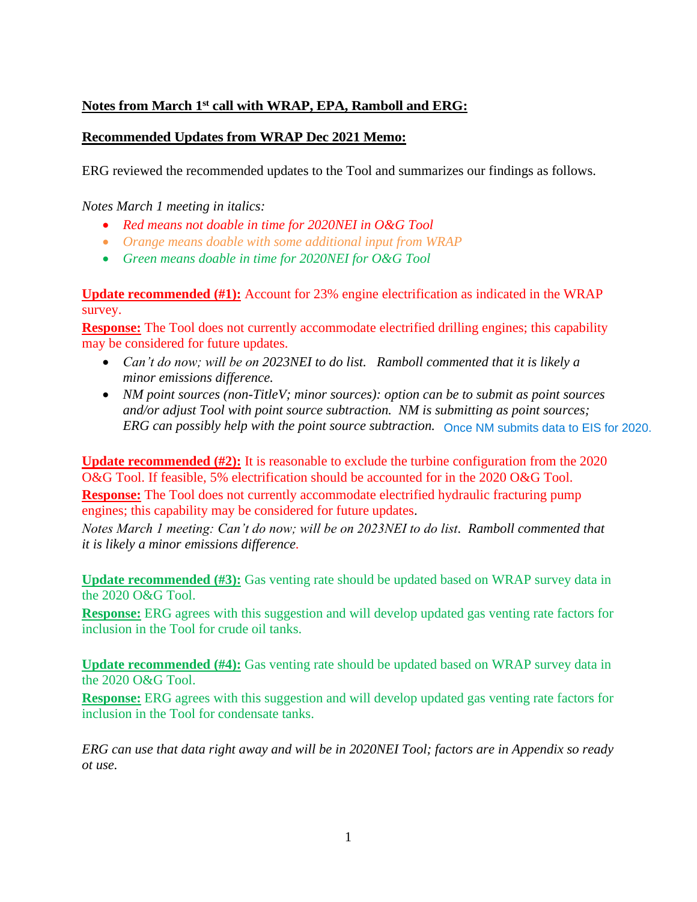**<u>Notes from March 1st call with WRAP, EPA, Ramboll and ERG:</u>**

**<u>Recommended Updates from WRAP Dec 2021 Memo:</u>**

ERG reviewed the recommended updates to the Tool and summarizes our findings as follows.

*Notes March 1 meeting in italics:*

- *Red means not doable in time for 2020NEI in O&G Tool*
- *Orange means doable with some additional input from WRAP*
- *Green means doable in time for 2020NEI for O&G Tool*

**<u>Update recommended (#1):</u>** Account for 23% engine electrification as indicated in the WRAP survey.

**<u>Response:</u>** The Tool does not currently accommodate electrified drilling engines; this capability may be considered for future updates.

- *Can't do now; will be on 2023NEI to do list. Ramboll commented that it is likely a minor emissions difference.*
- *NM point sources (non-TitleV; minor sources): option can be to submit as point sources and/or adjust Tool with point source subtraction. NM is submitting as point sources; ERG can possibly help with the point source subtraction.* Once NM submits data to EIS for 2020.

**<u>Update recommended (#2):</u>** It is reasonable to exclude the turbine configuration from the 2020 O&G Tool. If feasible, 5% electrification should be accounted for in the 2020 O&G Tool.

**<u>Response:</u>** The Tool does not currently accommodate electrified hydraulic fracturing pump engines; this capability may be considered for future updates.

*Notes March 1 meeting: Can't do now; will be on 2023NEI to do list. Ramboll commented that it is likely a minor emissions difference.*

**<u>Update recommended (#3):</u>** Gas venting rate should be updated based on WRAP survey data in the 2020 O&G Tool.

**<u>Response:</u>** ERG agrees with this suggestion and will develop updated gas venting rate factors for inclusion in the Tool for crude oil tanks.

**<u>Update recommended (#4):</u>** Gas venting rate should be updated based on WRAP survey data in the 2020 O&G Tool.

**<u>Response:</u>** ERG agrees with this suggestion and will develop updated gas venting rate factors for inclusion in the Tool for condensate tanks.

*ERG can use that data right away and will be in 2020NEI Tool; factors are in Appendix so ready ot use.*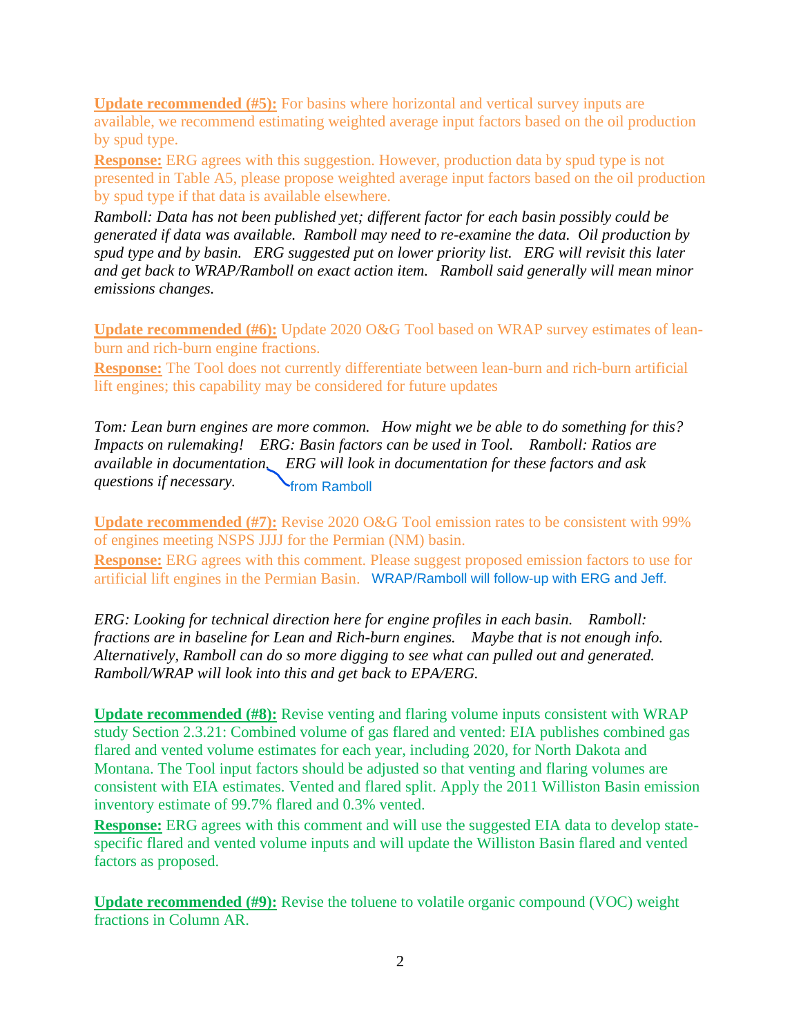**Update recommended (#5):** For basins where horizontal and vertical survey inputs are available, we recommend estimating weighted average input factors based on the oil production by spud type.

**Response:** ERG agrees with this suggestion. However, production data by spud type is not presented in Table A5, please propose weighted average input factors based on the oil production by spud type if that data is available elsewhere.

*Ramboll: Data has not been published yet; different factor for each basin possibly could be generated if data was available. Ramboll may need to re-examine the data. Oil production by spud type and by basin. ERG suggested put on lower priority list. ERG will revisit this later and get back to WRAP/Ramboll on exact action item. Ramboll said generally will mean minor emissions changes.*

**Update recommended (#6):** Update 2020 O&G Tool based on WRAP survey estimates of lean-burn and rich-burn engine fractions.

**Response:** The Tool does not currently differentiate between lean-burn and rich-burn artificial lift engines; this capability may be considered for future updates

*Tom: Lean burn engines are more common. How might we be able to do something for this? Impacts on rulemaking! ERG: Basin factors can be used in Tool. Ramboll: Ratios are available in documentation* from Ramboll*. ERG will look in documentation for these factors and ask questions if necessary.*

**Update recommended (#7):** Revise 2020 O&G Tool emission rates to be consistent with 99% of engines meeting NSPS JJJJ for the Permian (NM) basin.

**Response:** ERG agrees with this comment. Please suggest proposed emission factors to use for artificial lift engines in the Permian Basin. WRAP/Ramboll will follow-up with ERG and Jeff.

*ERG: Looking for technical direction here for engine profiles in each basin. Ramboll: fractions are in baseline for Lean and Rich-burn engines. Maybe that is not enough info. Alternatively, Ramboll can do so more digging to see what can pulled out and generated. Ramboll/WRAP will look into this and get back to EPA/ERG.*

**Update recommended (#8):** Revise venting and flaring volume inputs consistent with WRAP study Section 2.3.21: Combined volume of gas flared and vented: EIA publishes combined gas flared and vented volume estimates for each year, including 2020, for North Dakota and Montana. The Tool input factors should be adjusted so that venting and flaring volumes are consistent with EIA estimates. Vented and flared split. Apply the 2011 Williston Basin emission inventory estimate of 99.7% flared and 0.3% vented.

**Response:** ERG agrees with this comment and will use the suggested EIA data to develop state-specific flared and vented volume inputs and will update the Williston Basin flared and vented factors as proposed.

**Update recommended (#9):** Revise the toluene to volatile organic compound (VOC) weight fractions in Column AR.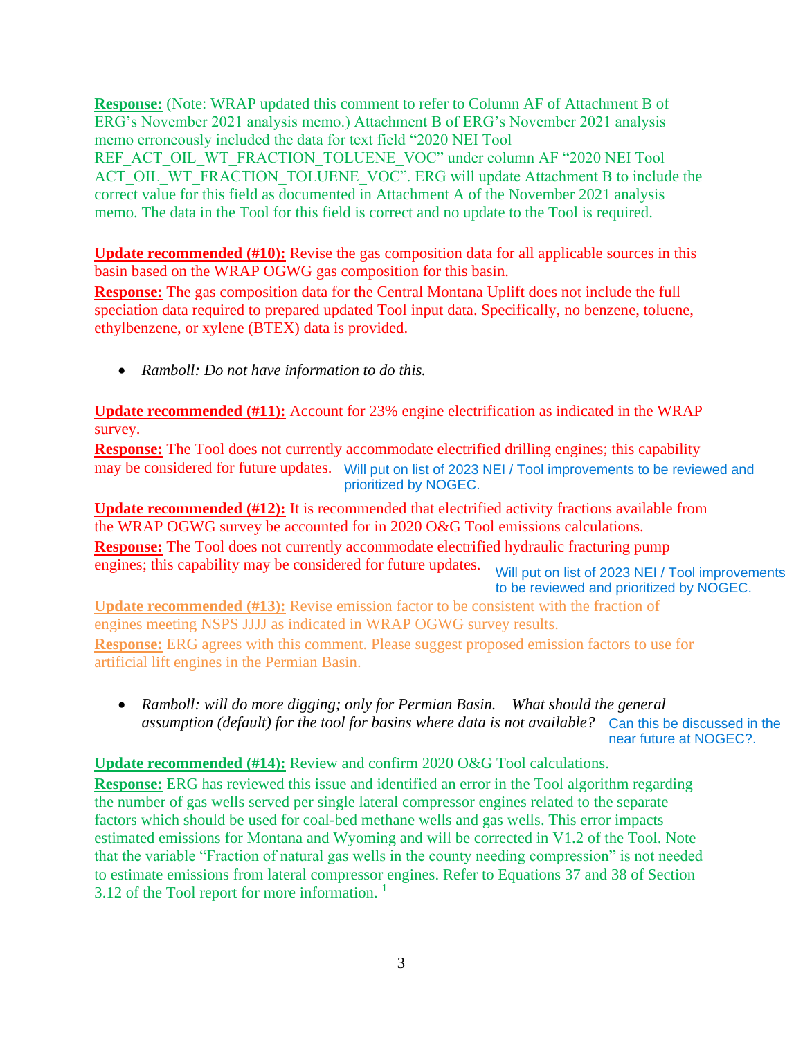**Response:** (Note: WRAP updated this comment to refer to Column AF of Attachment B of ERG's November 2021 analysis memo.) Attachment B of ERG's November 2021 analysis memo erroneously included the data for text field "2020 NEI Tool REF_ACT_OIL_WT_FRACTION_TOLUENE_VOC" under column AF "2020 NEI Tool ACT_OIL_WT_FRACTION_TOLUENE_VOC". ERG will update Attachment B to include the correct value for this field as documented in Attachment A of the November 2021 analysis memo. The data in the Tool for this field is correct and no update to the Tool is required.

**Update recommended (#10):** Revise the gas composition data for all applicable sources in this basin based on the WRAP OGWG gas composition for this basin.
**Response:** The gas composition data for the Central Montana Uplift does not include the full speciation data required to prepared updated Tool input data. Specifically, no benzene, toluene, ethylbenzene, or xylene (BTEX) data is provided.

- *Ramboll: Do not have information to do this.*

**Update recommended (#11):** Account for 23% engine electrification as indicated in the WRAP survey.
**Response:** The Tool does not currently accommodate electrified drilling engines; this capability may be considered for future updates.

Will put on list of 2023 NEI / Tool improvements to be reviewed and prioritized by NOGEC.

**Update recommended (#12):** It is recommended that electrified activity fractions available from the WRAP OGWG survey be accounted for in 2020 O&G Tool emissions calculations.
**Response:** The Tool does not currently accommodate electrified hydraulic fracturing pump engines; this capability may be considered for future updates.

Will put on list of 2023 NEI / Tool improvements to be reviewed and prioritized by NOGEC.

**Update recommended (#13):** Revise emission factor to be consistent with the fraction of engines meeting NSPS JJJJ as indicated in WRAP OGWG survey results.
**Response:** ERG agrees with this comment. Please suggest proposed emission factors to use for artificial lift engines in the Permian Basin.

- *Ramboll: will do more digging; only for Permian Basin. What should the general assumption (default) for the tool for basins where data is not available?*

Can this be discussed in the near future at NOGEC?.

**Update recommended (#14):** Review and confirm 2020 O&G Tool calculations.
**Response:** ERG has reviewed this issue and identified an error in the Tool algorithm regarding the number of gas wells served per single lateral compressor engines related to the separate factors which should be used for coal-bed methane wells and gas wells. This error impacts estimated emissions for Montana and Wyoming and will be corrected in V1.2 of the Tool. Note that the variable "Fraction of natural gas wells in the county needing compression" is not needed to estimate emissions from lateral compressor engines. Refer to Equations 37 and 38 of Section 3.12 of the Tool report for more information. [1]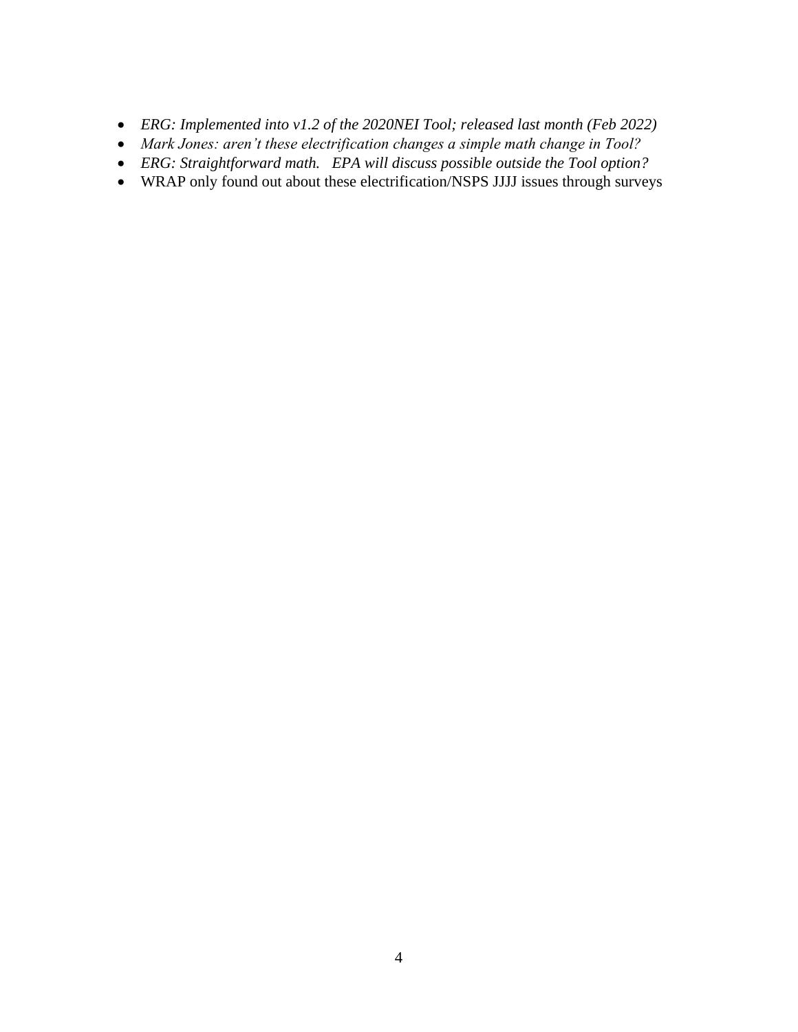- *ERG: Implemented into v1.2 of the 2020NEI Tool; released last month (Feb 2022)*
- *Mark Jones: aren't these electrification changes a simple math change in Tool?*
- *ERG: Straightforward math.   EPA will discuss possible outside the Tool option?*
- WRAP only found out about these electrification/NSPS JJJJ issues through surveys